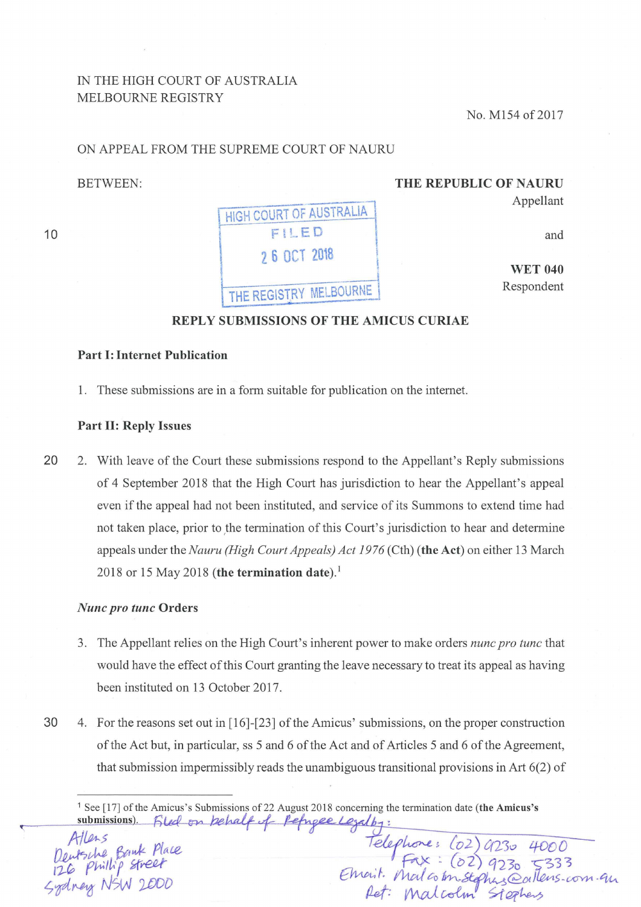IN THE HIGH COURT OF AUSTRALIA
MELBOURNE REGISTRY

No. M154 of 2017

ON APPEAL FROM THE SUPREME COURT OF NAURU

BETWEEN:

**THE REPUBLIC OF NAURU**
Appellant

and

**WET 040**
Respondent

HIGH COURT OF AUSTRALIA
FILED
26 OCT 2018
THE REGISTRY MELBOURNE

**REPLY SUBMISSIONS OF THE AMICUS CURIAE**

**Part I: Internet Publication**

1. These submissions are in a form suitable for publication on the internet.

**Part II: Reply Issues**

2. With leave of the Court these submissions respond to the Appellant's Reply submissions of 4 September 2018 that the High Court has jurisdiction to hear the Appellant's appeal even if the appeal had not been instituted, and service of its Summons to extend time had not taken place, prior to the termination of this Court's jurisdiction to hear and determine appeals under the *Nauru (High Court Appeals) Act 1976* (Cth) (**the Act**) on either 13 March 2018 or 15 May 2018 (**the termination date**).[1]

***Nunc pro tunc* Orders**

3. The Appellant relies on the High Court's inherent power to make orders *nunc pro tunc* that would have the effect of this Court granting the leave necessary to treat its appeal as having been instituted on 13 October 2017.

4. For the reasons set out in [16]-[23] of the Amicus' submissions, on the proper construction of the Act but, in particular, ss 5 and 6 of the Act and of Articles 5 and 6 of the Agreement, that submission impermissibly reads the unambiguous transitional provisions in Art 6(2) of

[1] See [17] of the Amicus's Submissions of 22 August 2018 concerning the termination date (**the Amicus's submissions**). Filed on behalf of Refugee Legal by:

Allens
Deutsche Bank Place
126 Phillip Street
Sydney NSW 2000

Telephone: (02) 9230 4000
Fax: (02) 9230 5333
Email: malcolm.stephens@allens.com.au
Ref: Malcolm Stephens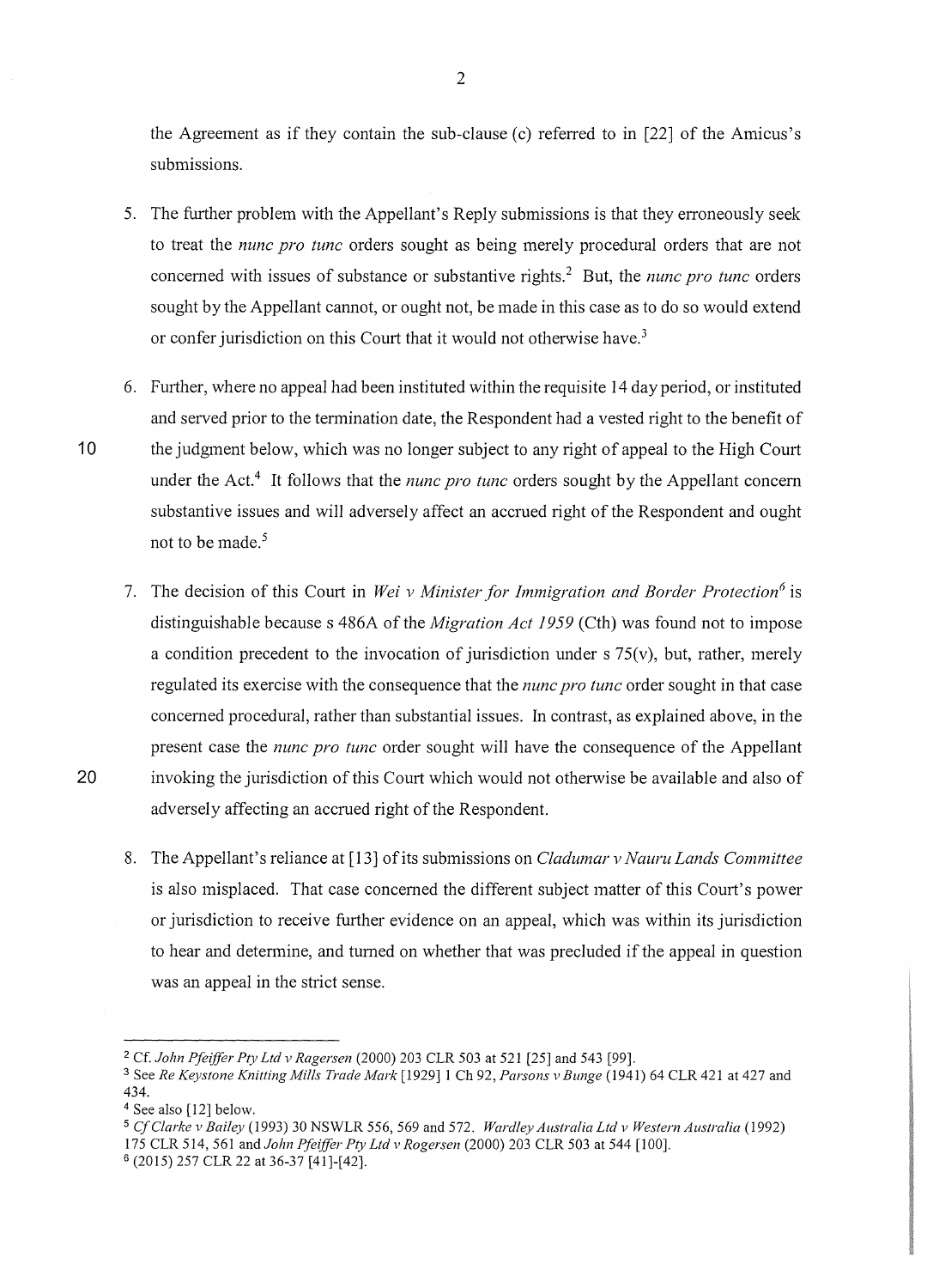the Agreement as if they contain the sub-clause (c) referred to in [22] of the Amicus's submissions.

5. The further problem with the Appellant's Reply submissions is that they erroneously seek to treat the *nunc pro tunc* orders sought as being merely procedural orders that are not concerned with issues of substance or substantive rights.[2] But, the *nunc pro tunc* orders sought by the Appellant cannot, or ought not, be made in this case as to do so would extend or confer jurisdiction on this Court that it would not otherwise have.[3]

6. Further, where no appeal had been instituted within the requisite 14 day period, or instituted and served prior to the termination date, the Respondent had a vested right to the benefit of the judgment below, which was no longer subject to any right of appeal to the High Court under the Act.[4] It follows that the *nunc pro tunc* orders sought by the Appellant concern substantive issues and will adversely affect an accrued right of the Respondent and ought not to be made.[5]

7. The decision of this Court in *Wei v Minister for Immigration and Border Protection*[6] is distinguishable because s 486A of the *Migration Act 1959* (Cth) was found not to impose a condition precedent to the invocation of jurisdiction under s 75(v), but, rather, merely regulated its exercise with the consequence that the *nunc pro tunc* order sought in that case concerned procedural, rather than substantial issues. In contrast, as explained above, in the present case the *nunc pro tunc* order sought will have the consequence of the Appellant invoking the jurisdiction of this Court which would not otherwise be available and also of adversely affecting an accrued right of the Respondent.

8. The Appellant's reliance at [13] of its submissions on *Cladumar v Nauru Lands Committee* is also misplaced. That case concerned the different subject matter of this Court's power or jurisdiction to receive further evidence on an appeal, which was within its jurisdiction to hear and determine, and turned on whether that was precluded if the appeal in question was an appeal in the strict sense.

---

[2] Cf. *John Pfeiffer Pty Ltd v Ragersen* (2000) 203 CLR 503 at 521 [25] and 543 [99].

[3] See *Re Keystone Knitting Mills Trade Mark* [1929] 1 Ch 92, *Parsons v Bunge* (1941) 64 CLR 421 at 427 and 434.

[4] See also [12] below.

[5] *Cf Clarke v Bailey* (1993) 30 NSWLR 556, 569 and 572. *Wardley Australia Ltd v Western Australia* (1992) 175 CLR 514, 561 and *John Pfeiffer Pty Ltd v Rogersen* (2000) 203 CLR 503 at 544 [100].

[6] (2015) 257 CLR 22 at 36-37 [41]-[42].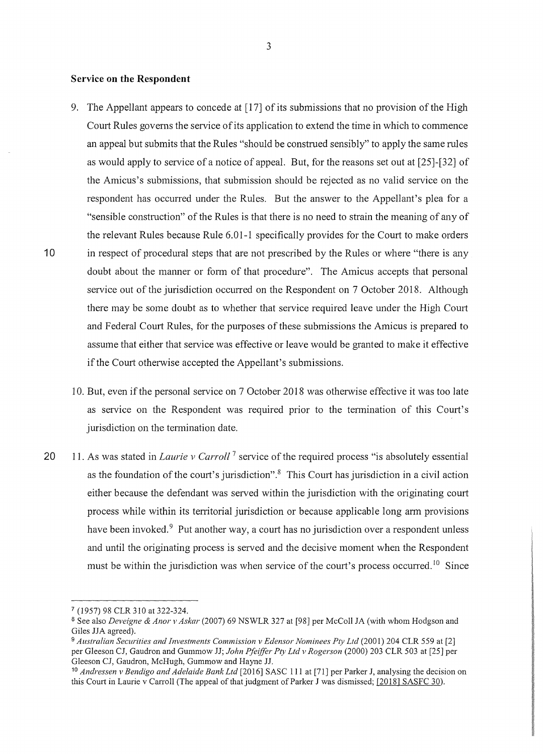## Service on the Respondent

9. The Appellant appears to concede at [17] of its submissions that no provision of the High Court Rules governs the service of its application to extend the time in which to commence an appeal but submits that the Rules "should be construed sensibly" to apply the same rules as would apply to service of a notice of appeal. But, for the reasons set out at [25]-[32] of the Amicus's submissions, that submission should be rejected as no valid service on the respondent has occurred under the Rules. But the answer to the Appellant's plea for a "sensible construction" of the Rules is that there is no need to strain the meaning of any of the relevant Rules because Rule 6.01-1 specifically provides for the Court to make orders in respect of procedural steps that are not prescribed by the Rules or where "there is any doubt about the manner or form of that procedure". The Amicus accepts that personal service out of the jurisdiction occurred on the Respondent on 7 October 2018. Although there may be some doubt as to whether that service required leave under the High Court and Federal Court Rules, for the purposes of these submissions the Amicus is prepared to assume that either that service was effective or leave would be granted to make it effective if the Court otherwise accepted the Appellant's submissions.

10. But, even if the personal service on 7 October 2018 was otherwise effective it was too late as service on the Respondent was required prior to the termination of this Court's jurisdiction on the termination date.

11. As was stated in *Laurie v Carroll* [7] service of the required process "is absolutely essential as the foundation of the court's jurisdiction".[8] This Court has jurisdiction in a civil action either because the defendant was served within the jurisdiction with the originating court process while within its territorial jurisdiction or because applicable long arm provisions have been invoked.[9] Put another way, a court has no jurisdiction over a respondent unless and until the originating process is served and the decisive moment when the Respondent must be within the jurisdiction was when service of the court's process occurred.[10] Since

---

[7] (1957) 98 CLR 310 at 322-324.

[8] See also *Deveigne & Anor v Askar* (2007) 69 NSWLR 327 at [98] per McColl JA (with whom Hodgson and Giles JJA agreed).

[9] *Australian Securities and Investments Commission v Edensor Nominees Pty Ltd* (2001) 204 CLR 559 at [2] per Gleeson CJ, Gaudron and Gummow JJ; *John Pfeiffer Pty Ltd v Rogerson* (2000) 203 CLR 503 at [25] per Gleeson CJ, Gaudron, McHugh, Gummow and Hayne JJ.

[10] *Andressen v Bendigo and Adelaide Bank Ltd* [2016] SASC 111 at [71] per Parker J, analysing the decision on this Court in Laurie v Carroll (The appeal of that judgment of Parker J was dismissed; [2018] SASFC 30).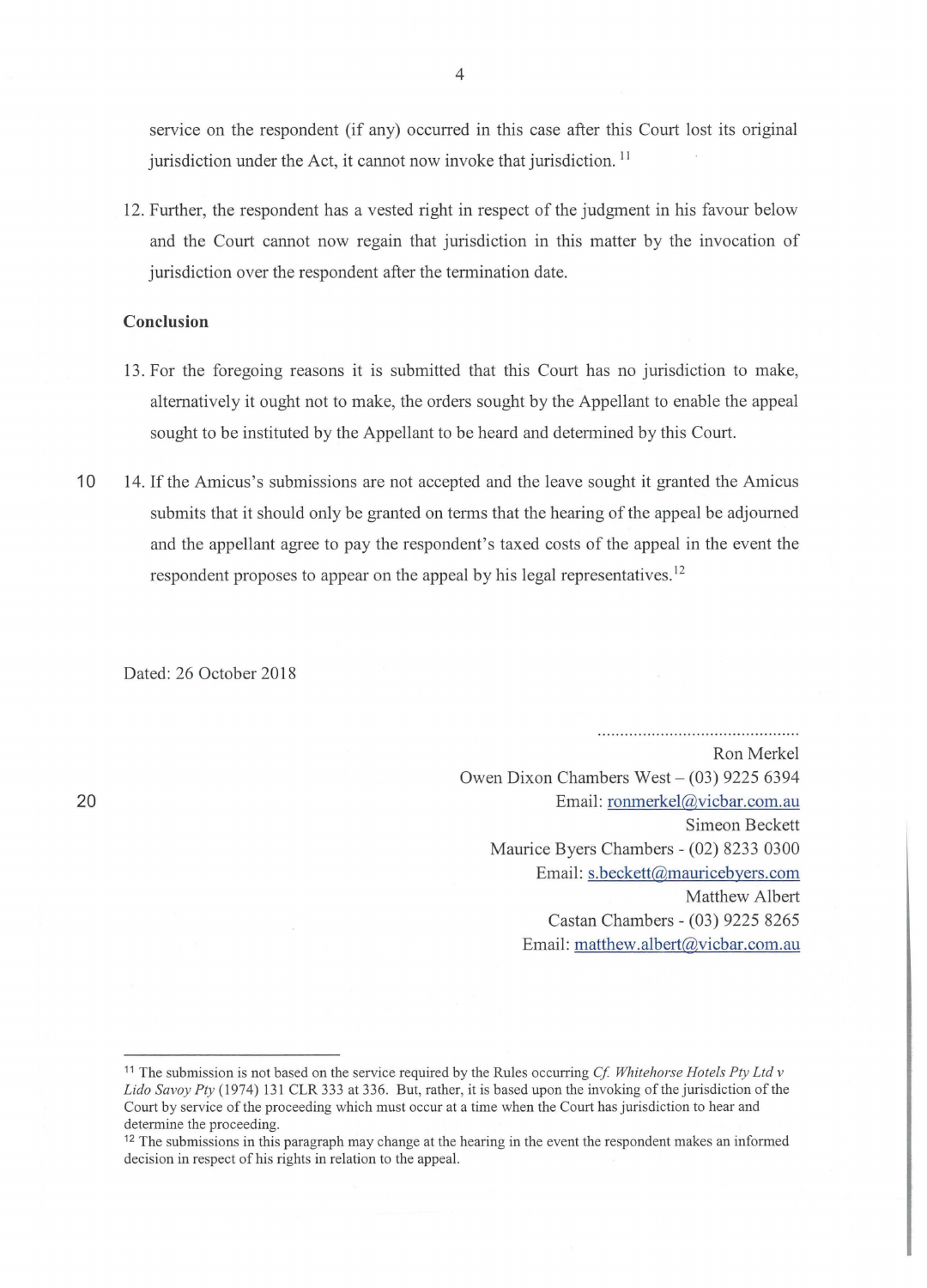service on the respondent (if any) occurred in this case after this Court lost its original jurisdiction under the Act, it cannot now invoke that jurisdiction.[11]

12. Further, the respondent has a vested right in respect of the judgment in his favour below and the Court cannot now regain that jurisdiction in this matter by the invocation of jurisdiction over the respondent after the termination date.

**Conclusion**

13. For the foregoing reasons it is submitted that this Court has no jurisdiction to make, alternatively it ought not to make, the orders sought by the Appellant to enable the appeal sought to be instituted by the Appellant to be heard and determined by this Court.

14. If the Amicus's submissions are not accepted and the leave sought it granted the Amicus submits that it should only be granted on terms that the hearing of the appeal be adjourned and the appellant agree to pay the respondent's taxed costs of the appeal in the event the respondent proposes to appear on the appeal by his legal representatives.[12]

Dated: 26 October 2018

.............................................

Ron Merkel
Owen Dixon Chambers West – (03) 9225 6394
Email: ronmerkel@vicbar.com.au

Simeon Beckett
Maurice Byers Chambers - (02) 8233 0300
Email: s.beckett@mauricebyers.com

Matthew Albert
Castan Chambers - (03) 9225 8265
Email: matthew.albert@vicbar.com.au

---

[11] The submission is not based on the service required by the Rules occurring *Cf. Whitehorse Hotels Pty Ltd v Lido Savoy Pty* (1974) 131 CLR 333 at 336. But, rather, it is based upon the invoking of the jurisdiction of the Court by service of the proceeding which must occur at a time when the Court has jurisdiction to hear and determine the proceeding.

[12] The submissions in this paragraph may change at the hearing in the event the respondent makes an informed decision in respect of his rights in relation to the appeal.